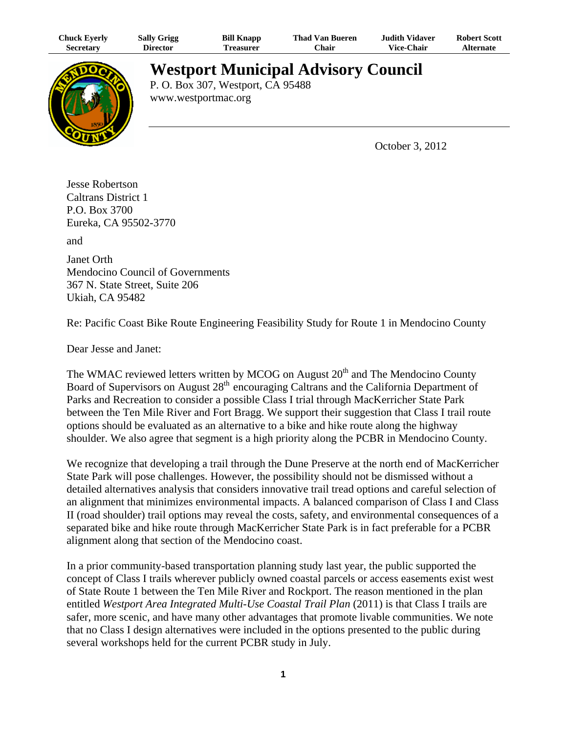| Chuck Everly | Sally Grigg | Bill Knapp | Thad Van Bueren | Judith Vidaver | Robert Scott |
|---|---|---|---|---|---|
| Secretary | Director | Treasurer | Chair | Vice-Chair | Alternate |

# Westport Municipal Advisory Council

P. O. Box 307, Westport, CA 95488
www.westportmac.org

October 3, 2012

Jesse Robertson
Caltrans District 1
P.O. Box 3700
Eureka, CA 95502-3770

and

Janet Orth
Mendocino Council of Governments
367 N. State Street, Suite 206
Ukiah, CA 95482

Re: Pacific Coast Bike Route Engineering Feasibility Study for Route 1 in Mendocino County

Dear Jesse and Janet:

The WMAC reviewed letters written by MCOG on August 20th and The Mendocino County Board of Supervisors on August 28th encouraging Caltrans and the California Department of Parks and Recreation to consider a possible Class I trial through MacKerricher State Park between the Ten Mile River and Fort Bragg. We support their suggestion that Class I trail route options should be evaluated as an alternative to a bike and hike route along the highway shoulder. We also agree that segment is a high priority along the PCBR in Mendocino County.

We recognize that developing a trail through the Dune Preserve at the north end of MacKerricher State Park will pose challenges. However, the possibility should not be dismissed without a detailed alternatives analysis that considers innovative trail tread options and careful selection of an alignment that minimizes environmental impacts. A balanced comparison of Class I and Class II (road shoulder) trail options may reveal the costs, safety, and environmental consequences of a separated bike and hike route through MacKerricher State Park is in fact preferable for a PCBR alignment along that section of the Mendocino coast.

In a prior community-based transportation planning study last year, the public supported the concept of Class I trails wherever publicly owned coastal parcels or access easements exist west of State Route 1 between the Ten Mile River and Rockport. The reason mentioned in the plan entitled *Westport Area Integrated Multi-Use Coastal Trail Plan* (2011) is that Class I trails are safer, more scenic, and have many other advantages that promote livable communities. We note that no Class I design alternatives were included in the options presented to the public during several workshops held for the current PCBR study in July.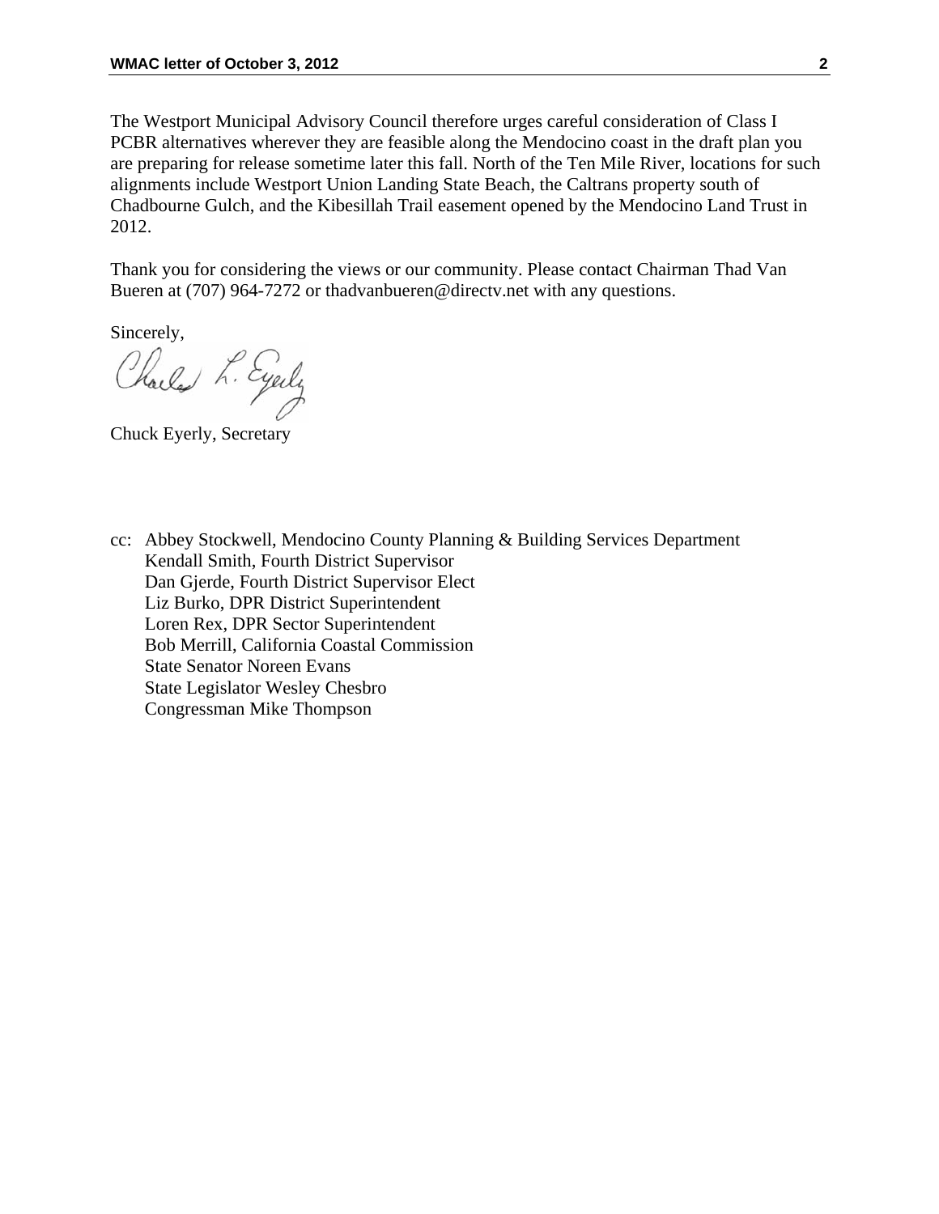The Westport Municipal Advisory Council therefore urges careful consideration of Class I PCBR alternatives wherever they are feasible along the Mendocino coast in the draft plan you are preparing for release sometime later this fall. North of the Ten Mile River, locations for such alignments include Westport Union Landing State Beach, the Caltrans property south of Chadbourne Gulch, and the Kibesillah Trail easement opened by the Mendocino Land Trust in 2012.

Thank you for considering the views or our community. Please contact Chairman Thad Van Bueren at (707) 964-7272 or thadvanbueren@directv.net with any questions.

Sincerely,

Charles L. Eyerly

Chuck Eyerly, Secretary

cc: Abbey Stockwell, Mendocino County Planning & Building Services Department
Kendall Smith, Fourth District Supervisor
Dan Gjerde, Fourth District Supervisor Elect
Liz Burko, DPR District Superintendent
Loren Rex, DPR Sector Superintendent
Bob Merrill, California Coastal Commission
State Senator Noreen Evans
State Legislator Wesley Chesbro
Congressman Mike Thompson